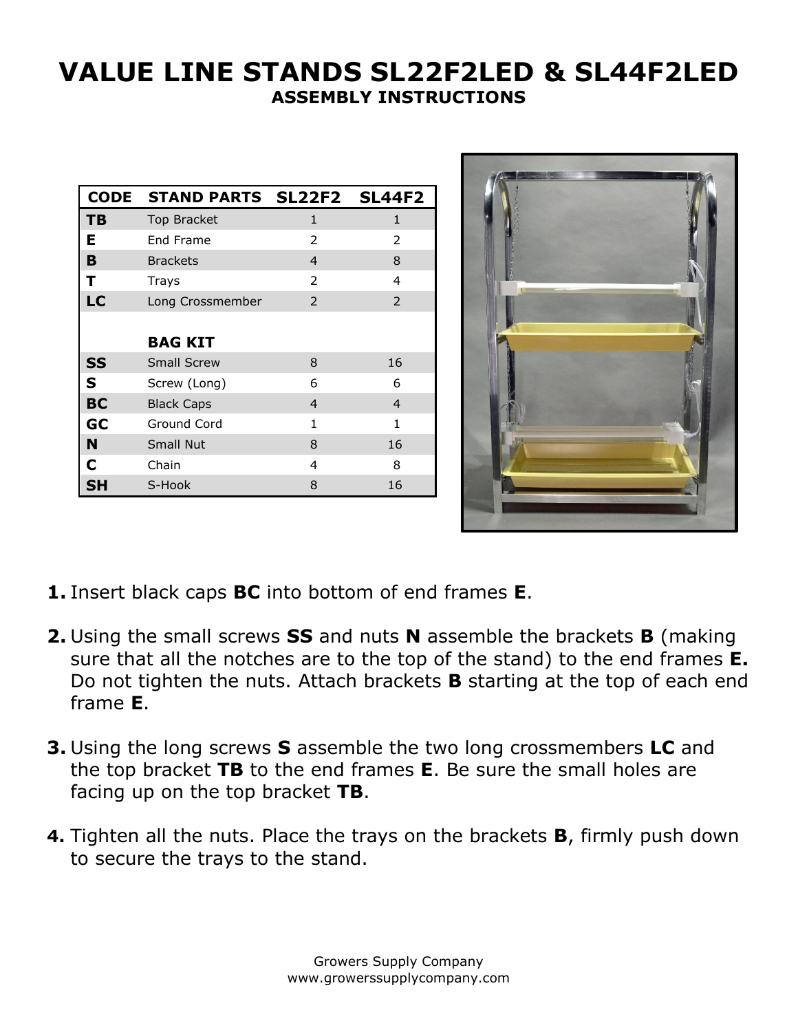# VALUE LINE STANDS SL22F2LED & SL44F2LED

## ASSEMBLY INSTRUCTIONS

| CODE | STAND PARTS | SL22F2 | SL44F2 |
|---|---|---|---|
| **TB** | Top Bracket | 1 | 1 |
| **E** | End Frame | 2 | 2 |
| **B** | Brackets | 4 | 8 |
| **T** | Trays | 2 | 4 |
| **LC** | Long Crossmember | 2 | 2 |
| | **BAG KIT** | | |
| **SS** | Small Screw | 8 | 16 |
| **S** | Screw (Long) | 6 | 6 |
| **BC** | Black Caps | 4 | 4 |
| **GC** | Ground Cord | 1 | 1 |
| **N** | Small Nut | 8 | 16 |
| **C** | Chain | 4 | 8 |
| **SH** | S-Hook | 8 | 16 |

1. Insert black caps **BC** into bottom of end frames **E**.
2. Using the small screws **SS** and nuts **N** assemble the brackets **B** (making sure that all the notches are to the top of the stand) to the end frames **E.** Do not tighten the nuts. Attach brackets **B** starting at the top of each end frame **E**.
3. Using the long screws **S** assemble the two long crossmembers **LC** and the top bracket **TB** to the end frames **E**. Be sure the small holes are facing up on the top bracket **TB**.
4. Tighten all the nuts. Place the trays on the brackets **B**, firmly push down to secure the trays to the stand.

Growers Supply Company
www.growerssupplycompany.com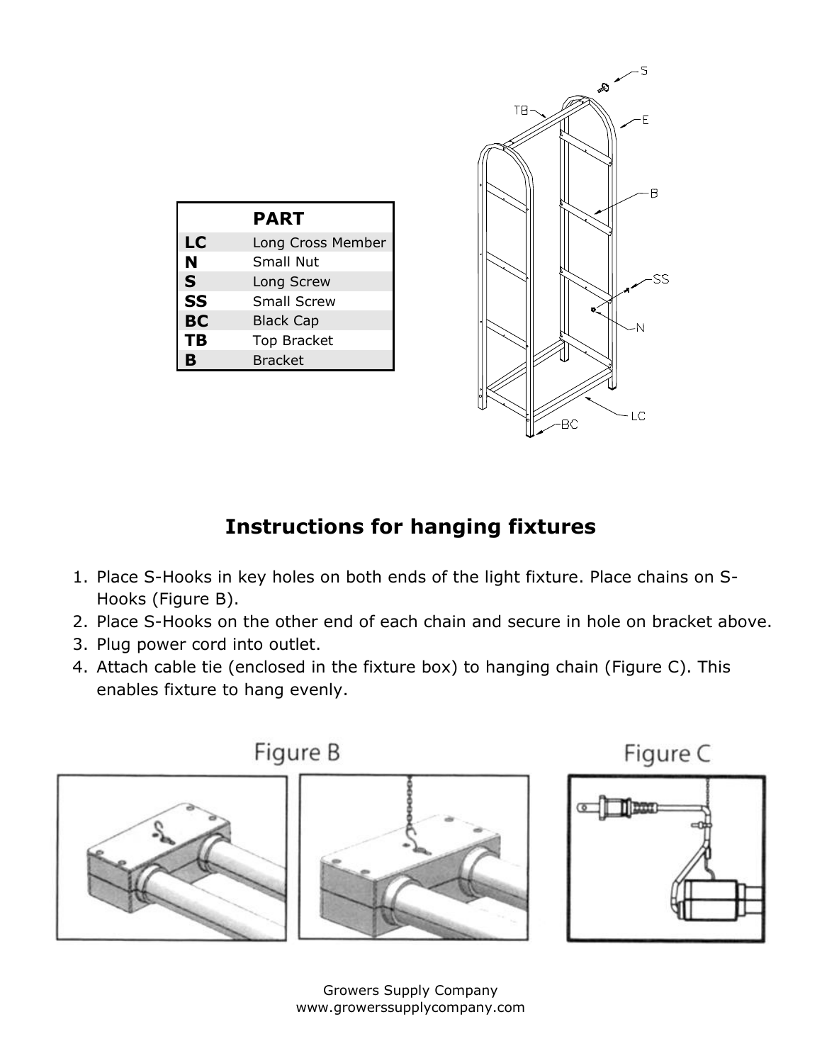| | PART |
|---|---|
| **LC** | Long Cross Member |
| **N** | Small Nut |
| **S** | Long Screw |
| **SS** | Small Screw |
| **BC** | Black Cap |
| **TB** | Top Bracket |
| **B** | Bracket |

S

TB

E

B

SS

N

LC

BC

## Instructions for hanging fixtures

1. Place S-Hooks in key holes on both ends of the light fixture. Place chains on S-Hooks (Figure B).
2. Place S-Hooks on the other end of each chain and secure in hole on bracket above.
3. Plug power cord into outlet.
4. Attach cable tie (enclosed in the fixture box) to hanging chain (Figure C). This enables fixture to hang evenly.

Figure B

Figure C

Growers Supply Company
www.growerssupplycompany.com